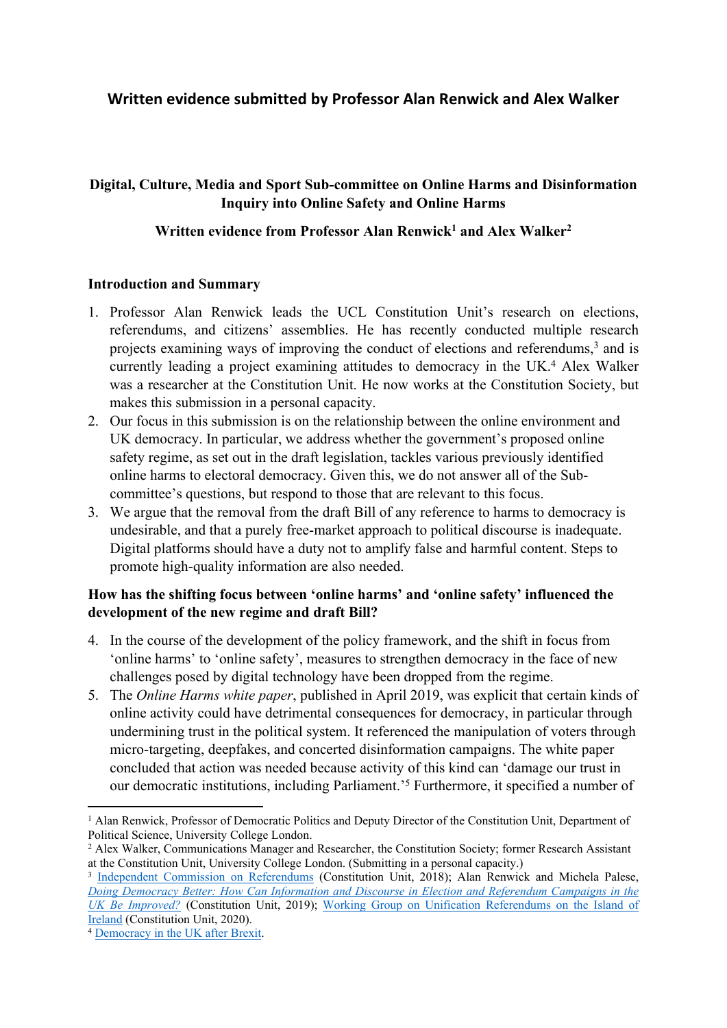# Written evidence submitted by Professor Alan Renwick and Alex Walker

**Digital, Culture, Media and Sport Sub-committee on Online Harms and Disinformation Inquiry into Online Safety and Online Harms**

**Written evidence from Professor Alan Renwick[1] and Alex Walker[2]**

## Introduction and Summary

1. Professor Alan Renwick leads the UCL Constitution Unit's research on elections, referendums, and citizens' assemblies. He has recently conducted multiple research projects examining ways of improving the conduct of elections and referendums,[3] and is currently leading a project examining attitudes to democracy in the UK.[4] Alex Walker was a researcher at the Constitution Unit. He now works at the Constitution Society, but makes this submission in a personal capacity.
2. Our focus in this submission is on the relationship between the online environment and UK democracy. In particular, we address whether the government's proposed online safety regime, as set out in the draft legislation, tackles various previously identified online harms to electoral democracy. Given this, we do not answer all of the Sub-committee's questions, but respond to those that are relevant to this focus.
3. We argue that the removal from the draft Bill of any reference to harms to democracy is undesirable, and that a purely free-market approach to political discourse is inadequate. Digital platforms should have a duty not to amplify false and harmful content. Steps to promote high-quality information are also needed.

## How has the shifting focus between 'online harms' and 'online safety' influenced the development of the new regime and draft Bill?

4. In the course of the development of the policy framework, and the shift in focus from 'online harms' to 'online safety', measures to strengthen democracy in the face of new challenges posed by digital technology have been dropped from the regime.
5. The *Online Harms white paper*, published in April 2019, was explicit that certain kinds of online activity could have detrimental consequences for democracy, in particular through undermining trust in the political system. It referenced the manipulation of voters through micro-targeting, deepfakes, and concerted disinformation campaigns. The white paper concluded that action was needed because activity of this kind can 'damage our trust in our democratic institutions, including Parliament.'[5] Furthermore, it specified a number of

---

[1] Alan Renwick, Professor of Democratic Politics and Deputy Director of the Constitution Unit, Department of Political Science, University College London.

[2] Alex Walker, Communications Manager and Researcher, the Constitution Society; former Research Assistant at the Constitution Unit, University College London. (Submitting in a personal capacity.)

[3] Independent Commission on Referendums (Constitution Unit, 2018); Alan Renwick and Michela Palese, *Doing Democracy Better: How Can Information and Discourse in Election and Referendum Campaigns in the UK Be Improved?* (Constitution Unit, 2019); Working Group on Unification Referendums on the Island of Ireland (Constitution Unit, 2020).

[4] Democracy in the UK after Brexit.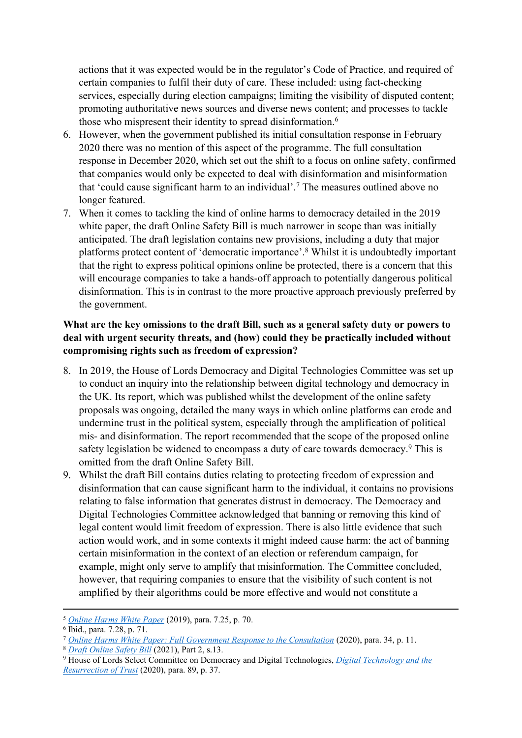actions that it was expected would be in the regulator's Code of Practice, and required of certain companies to fulfil their duty of care. These included: using fact-checking services, especially during election campaigns; limiting the visibility of disputed content; promoting authoritative news sources and diverse news content; and processes to tackle those who mispresent their identity to spread disinformation.[6]

6. However, when the government published its initial consultation response in February 2020 there was no mention of this aspect of the programme. The full consultation response in December 2020, which set out the shift to a focus on online safety, confirmed that companies would only be expected to deal with disinformation and misinformation that 'could cause significant harm to an individual'.[7] The measures outlined above no longer featured.
7. When it comes to tackling the kind of online harms to democracy detailed in the 2019 white paper, the draft Online Safety Bill is much narrower in scope than was initially anticipated. The draft legislation contains new provisions, including a duty that major platforms protect content of 'democratic importance'.[8] Whilst it is undoubtedly important that the right to express political opinions online be protected, there is a concern that this will encourage companies to take a hands-off approach to potentially dangerous political disinformation. This is in contrast to the more proactive approach previously preferred by the government.

**What are the key omissions to the draft Bill, such as a general safety duty or powers to deal with urgent security threats, and (how) could they be practically included without compromising rights such as freedom of expression?**

8. In 2019, the House of Lords Democracy and Digital Technologies Committee was set up to conduct an inquiry into the relationship between digital technology and democracy in the UK. Its report, which was published whilst the development of the online safety proposals was ongoing, detailed the many ways in which online platforms can erode and undermine trust in the political system, especially through the amplification of political mis- and disinformation. The report recommended that the scope of the proposed online safety legislation be widened to encompass a duty of care towards democracy.[9] This is omitted from the draft Online Safety Bill.
9. Whilst the draft Bill contains duties relating to protecting freedom of expression and disinformation that can cause significant harm to the individual, it contains no provisions relating to false information that generates distrust in democracy. The Democracy and Digital Technologies Committee acknowledged that banning or removing this kind of legal content would limit freedom of expression. There is also little evidence that such action would work, and in some contexts it might indeed cause harm: the act of banning certain misinformation in the context of an election or referendum campaign, for example, might only serve to amplify that misinformation. The Committee concluded, however, that requiring companies to ensure that the visibility of such content is not amplified by their algorithms could be more effective and would not constitute a

---

[5] *Online Harms White Paper* (2019), para. 7.25, p. 70.
[6] Ibid., para. 7.28, p. 71.
[7] *Online Harms White Paper: Full Government Response to the Consultation* (2020), para. 34, p. 11.
[8] *Draft Online Safety Bill* (2021), Part 2, s.13.
[9] House of Lords Select Committee on Democracy and Digital Technologies, *Digital Technology and the Resurrection of Trust* (2020), para. 89, p. 37.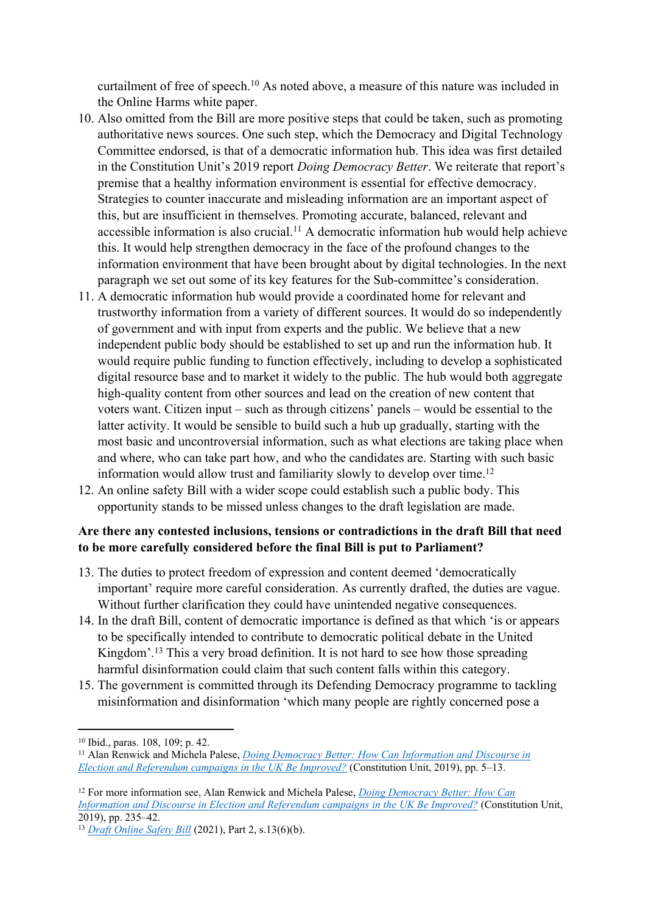curtailment of free of speech.[10] As noted above, a measure of this nature was included in the Online Harms white paper.

10. Also omitted from the Bill are more positive steps that could be taken, such as promoting authoritative news sources. One such step, which the Democracy and Digital Technology Committee endorsed, is that of a democratic information hub. This idea was first detailed in the Constitution Unit's 2019 report *Doing Democracy Better*. We reiterate that report's premise that a healthy information environment is essential for effective democracy. Strategies to counter inaccurate and misleading information are an important aspect of this, but are insufficient in themselves. Promoting accurate, balanced, relevant and accessible information is also crucial.[11] A democratic information hub would help achieve this. It would help strengthen democracy in the face of the profound changes to the information environment that have been brought about by digital technologies. In the next paragraph we set out some of its key features for the Sub-committee's consideration.
11. A democratic information hub would provide a coordinated home for relevant and trustworthy information from a variety of different sources. It would do so independently of government and with input from experts and the public. We believe that a new independent public body should be established to set up and run the information hub. It would require public funding to function effectively, including to develop a sophisticated digital resource base and to market it widely to the public. The hub would both aggregate high-quality content from other sources and lead on the creation of new content that voters want. Citizen input – such as through citizens' panels – would be essential to the latter activity. It would be sensible to build such a hub up gradually, starting with the most basic and uncontroversial information, such as what elections are taking place when and where, who can take part how, and who the candidates are. Starting with such basic information would allow trust and familiarity slowly to develop over time.[12]
12. An online safety Bill with a wider scope could establish such a public body. This opportunity stands to be missed unless changes to the draft legislation are made.

**Are there any contested inclusions, tensions or contradictions in the draft Bill that need to be more carefully considered before the final Bill is put to Parliament?**

13. The duties to protect freedom of expression and content deemed 'democratically important' require more careful consideration. As currently drafted, the duties are vague. Without further clarification they could have unintended negative consequences.
14. In the draft Bill, content of democratic importance is defined as that which 'is or appears to be specifically intended to contribute to democratic political debate in the United Kingdom'.[13] This a very broad definition. It is not hard to see how those spreading harmful disinformation could claim that such content falls within this category.
15. The government is committed through its Defending Democracy programme to tackling misinformation and disinformation 'which many people are rightly concerned pose a

---

[10] Ibid., paras. 108, 109; p. 42.

[11] Alan Renwick and Michela Palese, *Doing Democracy Better: How Can Information and Discourse in Election and Referendum campaigns in the UK Be Improved?* (Constitution Unit, 2019), pp. 5–13.

[12] For more information see, Alan Renwick and Michela Palese, *Doing Democracy Better: How Can Information and Discourse in Election and Referendum campaigns in the UK Be Improved?* (Constitution Unit, 2019), pp. 235–42.

[13] *Draft Online Safety Bill* (2021), Part 2, s.13(6)(b).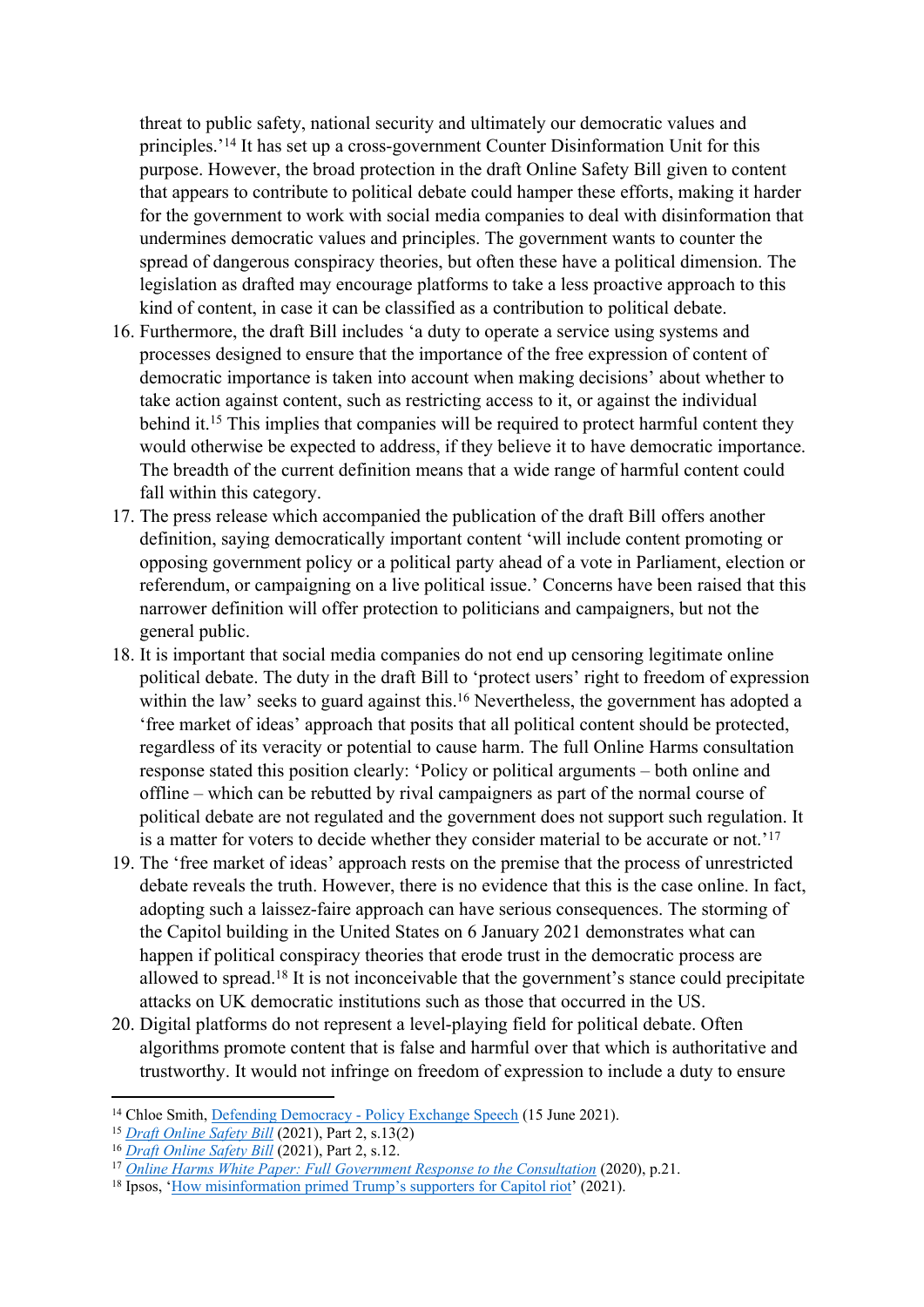threat to public safety, national security and ultimately our democratic values and principles.'[14] It has set up a cross-government Counter Disinformation Unit for this purpose. However, the broad protection in the draft Online Safety Bill given to content that appears to contribute to political debate could hamper these efforts, making it harder for the government to work with social media companies to deal with disinformation that undermines democratic values and principles. The government wants to counter the spread of dangerous conspiracy theories, but often these have a political dimension. The legislation as drafted may encourage platforms to take a less proactive approach to this kind of content, in case it can be classified as a contribution to political debate.

16. Furthermore, the draft Bill includes 'a duty to operate a service using systems and processes designed to ensure that the importance of the free expression of content of democratic importance is taken into account when making decisions' about whether to take action against content, such as restricting access to it, or against the individual behind it.[15] This implies that companies will be required to protect harmful content they would otherwise be expected to address, if they believe it to have democratic importance. The breadth of the current definition means that a wide range of harmful content could fall within this category.
17. The press release which accompanied the publication of the draft Bill offers another definition, saying democratically important content 'will include content promoting or opposing government policy or a political party ahead of a vote in Parliament, election or referendum, or campaigning on a live political issue.' Concerns have been raised that this narrower definition will offer protection to politicians and campaigners, but not the general public.
18. It is important that social media companies do not end up censoring legitimate online political debate. The duty in the draft Bill to 'protect users' right to freedom of expression within the law' seeks to guard against this.[16] Nevertheless, the government has adopted a 'free market of ideas' approach that posits that all political content should be protected, regardless of its veracity or potential to cause harm. The full Online Harms consultation response stated this position clearly: 'Policy or political arguments – both online and offline – which can be rebutted by rival campaigners as part of the normal course of political debate are not regulated and the government does not support such regulation. It is a matter for voters to decide whether they consider material to be accurate or not.'[17]
19. The 'free market of ideas' approach rests on the premise that the process of unrestricted debate reveals the truth. However, there is no evidence that this is the case online. In fact, adopting such a laissez-faire approach can have serious consequences. The storming of the Capitol building in the United States on 6 January 2021 demonstrates what can happen if political conspiracy theories that erode trust in the democratic process are allowed to spread.[18] It is not inconceivable that the government's stance could precipitate attacks on UK democratic institutions such as those that occurred in the US.
20. Digital platforms do not represent a level-playing field for political debate. Often algorithms promote content that is false and harmful over that which is authoritative and trustworthy. It would not infringe on freedom of expression to include a duty to ensure

---

[14] Chloe Smith, Defending Democracy - Policy Exchange Speech (15 June 2021).
[15] *Draft Online Safety Bill* (2021), Part 2, s.13(2)
[16] *Draft Online Safety Bill* (2021), Part 2, s.12.
[17] *Online Harms White Paper: Full Government Response to the Consultation* (2020), p.21.
[18] Ipsos, 'How misinformation primed Trump's supporters for Capitol riot' (2021).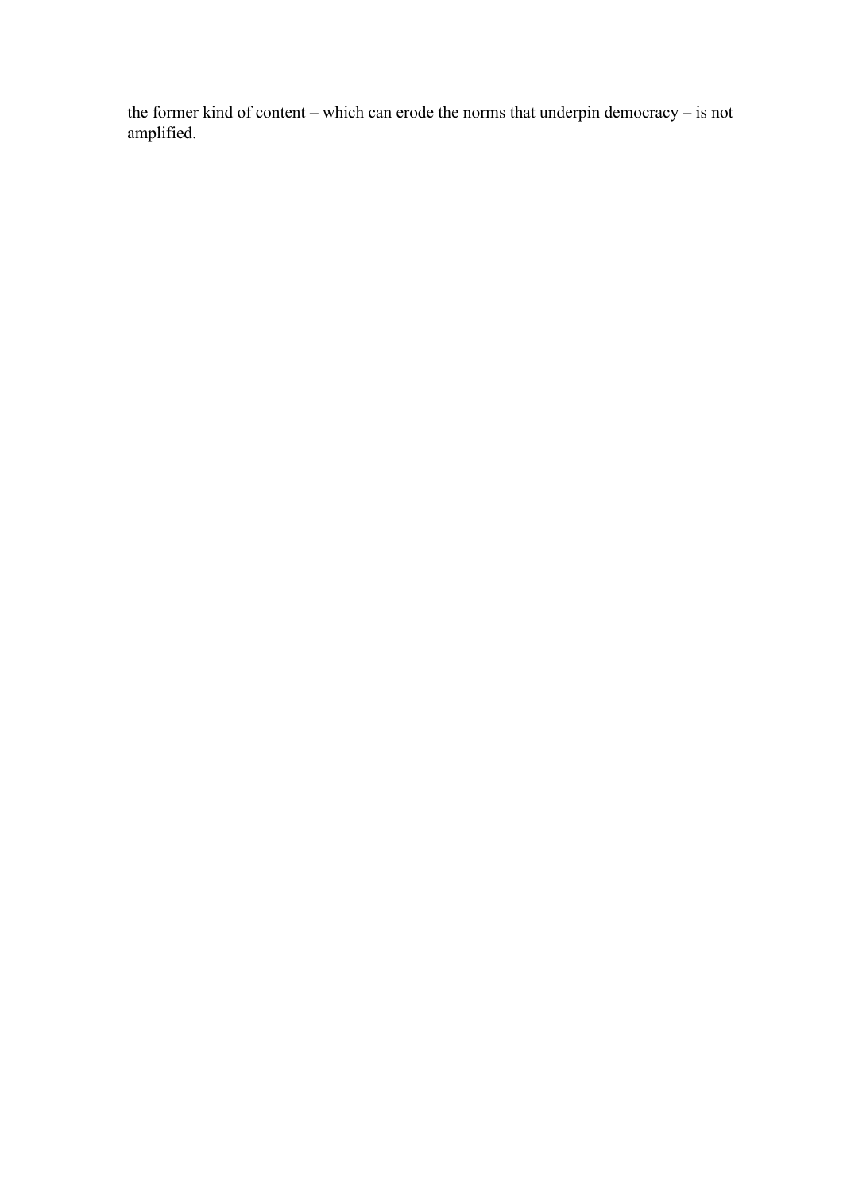the former kind of content – which can erode the norms that underpin democracy – is not amplified.